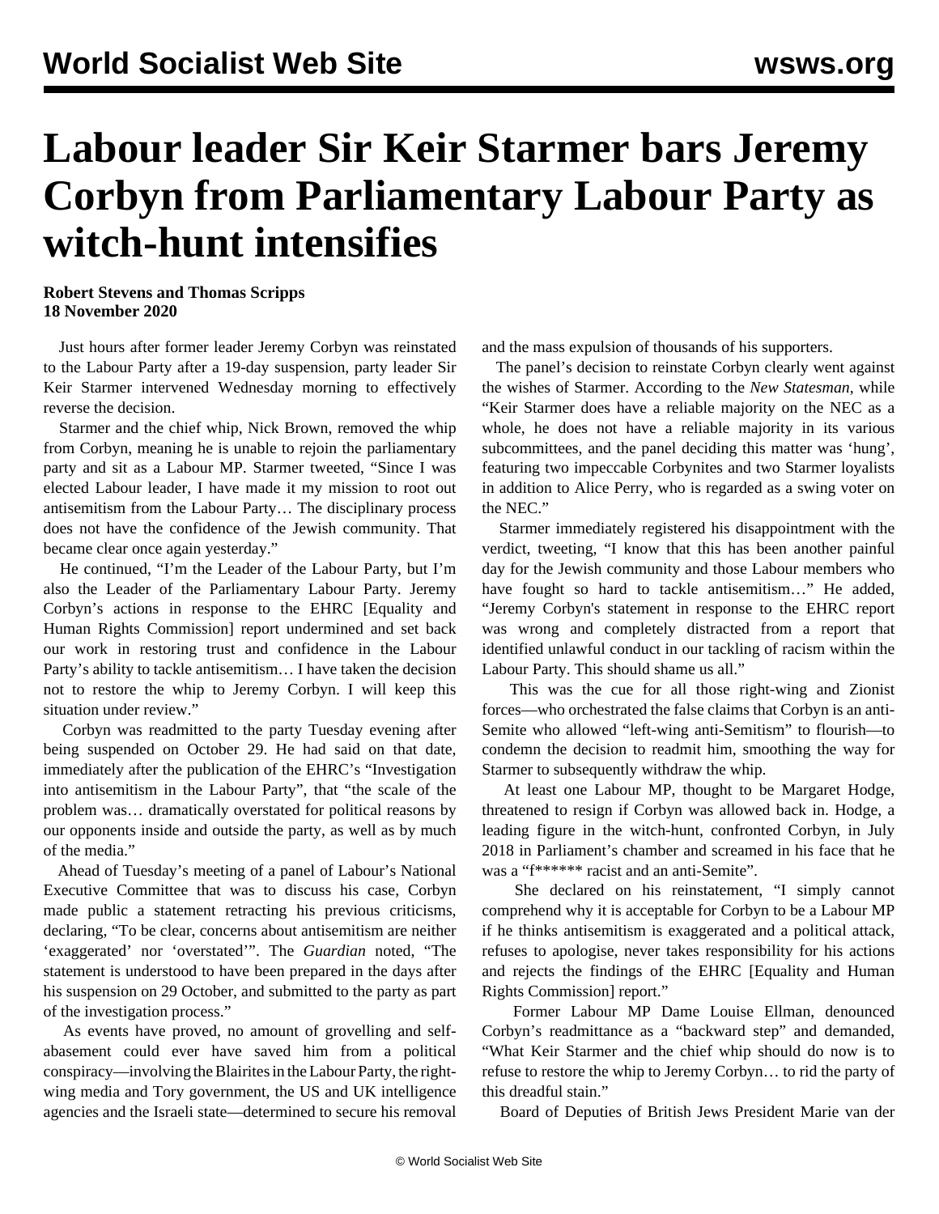# Labour leader Sir Keir Starmer bars Jeremy Corbyn from Parliamentary Labour Party as witch-hunt intensifies

**Robert Stevens and Thomas Scripps**
**18 November 2020**

Just hours after former leader Jeremy Corbyn was reinstated to the Labour Party after a 19-day suspension, party leader Sir Keir Starmer intervened Wednesday morning to effectively reverse the decision.

Starmer and the chief whip, Nick Brown, removed the whip from Corbyn, meaning he is unable to rejoin the parliamentary party and sit as a Labour MP. Starmer tweeted, "Since I was elected Labour leader, I have made it my mission to root out antisemitism from the Labour Party… The disciplinary process does not have the confidence of the Jewish community. That became clear once again yesterday."

He continued, "I'm the Leader of the Labour Party, but I'm also the Leader of the Parliamentary Labour Party. Jeremy Corbyn's actions in response to the EHRC [Equality and Human Rights Commission] report undermined and set back our work in restoring trust and confidence in the Labour Party's ability to tackle antisemitism… I have taken the decision not to restore the whip to Jeremy Corbyn. I will keep this situation under review."

Corbyn was readmitted to the party Tuesday evening after being suspended on October 29. He had said on that date, immediately after the publication of the EHRC's "Investigation into antisemitism in the Labour Party", that "the scale of the problem was… dramatically overstated for political reasons by our opponents inside and outside the party, as well as by much of the media."

Ahead of Tuesday's meeting of a panel of Labour's National Executive Committee that was to discuss his case, Corbyn made public a statement retracting his previous criticisms, declaring, "To be clear, concerns about antisemitism are neither 'exaggerated' nor 'overstated'". The *Guardian* noted, "The statement is understood to have been prepared in the days after his suspension on 29 October, and submitted to the party as part of the investigation process."

As events have proved, no amount of grovelling and self-abasement could ever have saved him from a political conspiracy—involving the Blairites in the Labour Party, the right-wing media and Tory government, the US and UK intelligence agencies and the Israeli state—determined to secure his removal and the mass expulsion of thousands of his supporters.

The panel's decision to reinstate Corbyn clearly went against the wishes of Starmer. According to the *New Statesman*, while "Keir Starmer does have a reliable majority on the NEC as a whole, he does not have a reliable majority in its various subcommittees, and the panel deciding this matter was 'hung', featuring two impeccable Corbynites and two Starmer loyalists in addition to Alice Perry, who is regarded as a swing voter on the NEC."

Starmer immediately registered his disappointment with the verdict, tweeting, "I know that this has been another painful day for the Jewish community and those Labour members who have fought so hard to tackle antisemitism…" He added, "Jeremy Corbyn's statement in response to the EHRC report was wrong and completely distracted from a report that identified unlawful conduct in our tackling of racism within the Labour Party. This should shame us all."

This was the cue for all those right-wing and Zionist forces—who orchestrated the false claims that Corbyn is an anti-Semite who allowed "left-wing anti-Semitism" to flourish—to condemn the decision to readmit him, smoothing the way for Starmer to subsequently withdraw the whip.

At least one Labour MP, thought to be Margaret Hodge, threatened to resign if Corbyn was allowed back in. Hodge, a leading figure in the witch-hunt, confronted Corbyn, in July 2018 in Parliament's chamber and screamed in his face that he was a "f****** racist and an anti-Semite".

She declared on his reinstatement, "I simply cannot comprehend why it is acceptable for Corbyn to be a Labour MP if he thinks antisemitism is exaggerated and a political attack, refuses to apologise, never takes responsibility for his actions and rejects the findings of the EHRC [Equality and Human Rights Commission] report."

Former Labour MP Dame Louise Ellman, denounced Corbyn's readmittance as a "backward step" and demanded, "What Keir Starmer and the chief whip should do now is to refuse to restore the whip to Jeremy Corbyn… to rid the party of this dreadful stain."

Board of Deputies of British Jews President Marie van der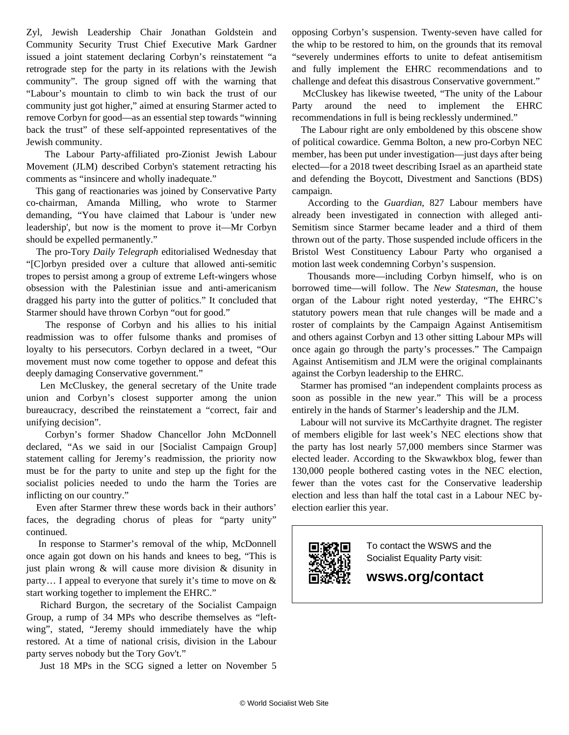Zyl, Jewish Leadership Chair Jonathan Goldstein and Community Security Trust Chief Executive Mark Gardner issued a joint statement declaring Corbyn's reinstatement "a retrograde step for the party in its relations with the Jewish community". The group signed off with the warning that "Labour's mountain to climb to win back the trust of our community just got higher," aimed at ensuring Starmer acted to remove Corbyn for good—as an essential step towards "winning back the trust" of these self-appointed representatives of the Jewish community.

The Labour Party-affiliated pro-Zionist Jewish Labour Movement (JLM) described Corbyn's statement retracting his comments as "insincere and wholly inadequate."

This gang of reactionaries was joined by Conservative Party co-chairman, Amanda Milling, who wrote to Starmer demanding, "You have claimed that Labour is 'under new leadership', but now is the moment to prove it—Mr Corbyn should be expelled permanently."

The pro-Tory *Daily Telegraph* editorialised Wednesday that "[C]orbyn presided over a culture that allowed anti-semitic tropes to persist among a group of extreme Left-wingers whose obsession with the Palestinian issue and anti-americanism dragged his party into the gutter of politics." It concluded that Starmer should have thrown Corbyn "out for good."

The response of Corbyn and his allies to his initial readmission was to offer fulsome thanks and promises of loyalty to his persecutors. Corbyn declared in a tweet, "Our movement must now come together to oppose and defeat this deeply damaging Conservative government."

Len McCluskey, the general secretary of the Unite trade union and Corbyn's closest supporter among the union bureaucracy, described the reinstatement a "correct, fair and unifying decision".

Corbyn's former Shadow Chancellor John McDonnell declared, "As we said in our [Socialist Campaign Group] statement calling for Jeremy's readmission, the priority now must be for the party to unite and step up the fight for the socialist policies needed to undo the harm the Tories are inflicting on our country."

Even after Starmer threw these words back in their authors' faces, the degrading chorus of pleas for "party unity" continued.

In response to Starmer's removal of the whip, McDonnell once again got down on his hands and knees to beg, "This is just plain wrong & will cause more division & disunity in party… I appeal to everyone that surely it's time to move on & start working together to implement the EHRC."

Richard Burgon, the secretary of the Socialist Campaign Group, a rump of 34 MPs who describe themselves as "left-wing", stated, "Jeremy should immediately have the whip restored. At a time of national crisis, division in the Labour party serves nobody but the Tory Gov't."

Just 18 MPs in the SCG signed a letter on November 5 opposing Corbyn's suspension. Twenty-seven have called for the whip to be restored to him, on the grounds that its removal "severely undermines efforts to unite to defeat antisemitism and fully implement the EHRC recommendations and to challenge and defeat this disastrous Conservative government."

McCluskey has likewise tweeted, "The unity of the Labour Party around the need to implement the EHRC recommendations in full is being recklessly undermined."

The Labour right are only emboldened by this obscene show of political cowardice. Gemma Bolton, a new pro-Corbyn NEC member, has been put under investigation—just days after being elected—for a 2018 tweet describing Israel as an apartheid state and defending the Boycott, Divestment and Sanctions (BDS) campaign.

According to the *Guardian*, 827 Labour members have already been investigated in connection with alleged anti-Semitism since Starmer became leader and a third of them thrown out of the party. Those suspended include officers in the Bristol West Constituency Labour Party who organised a motion last week condemning Corbyn's suspension.

Thousands more—including Corbyn himself, who is on borrowed time—will follow. The *New Statesman*, the house organ of the Labour right noted yesterday, "The EHRC's statutory powers mean that rule changes will be made and a roster of complaints by the Campaign Against Antisemitism and others against Corbyn and 13 other sitting Labour MPs will once again go through the party's processes." The Campaign Against Antisemitism and JLM were the original complainants against the Corbyn leadership to the EHRC.

Starmer has promised "an independent complaints process as soon as possible in the new year." This will be a process entirely in the hands of Starmer's leadership and the JLM.

Labour will not survive its McCarthyite dragnet. The register of members eligible for last week's NEC elections show that the party has lost nearly 57,000 members since Starmer was elected leader. According to the Skwawkbox blog, fewer than 130,000 people bothered casting votes in the NEC election, fewer than the votes cast for the Conservative leadership election and less than half the total cast in a Labour NEC by-election earlier this year.

To contact the WSWS and the Socialist Equality Party visit:

**wsws.org/contact**